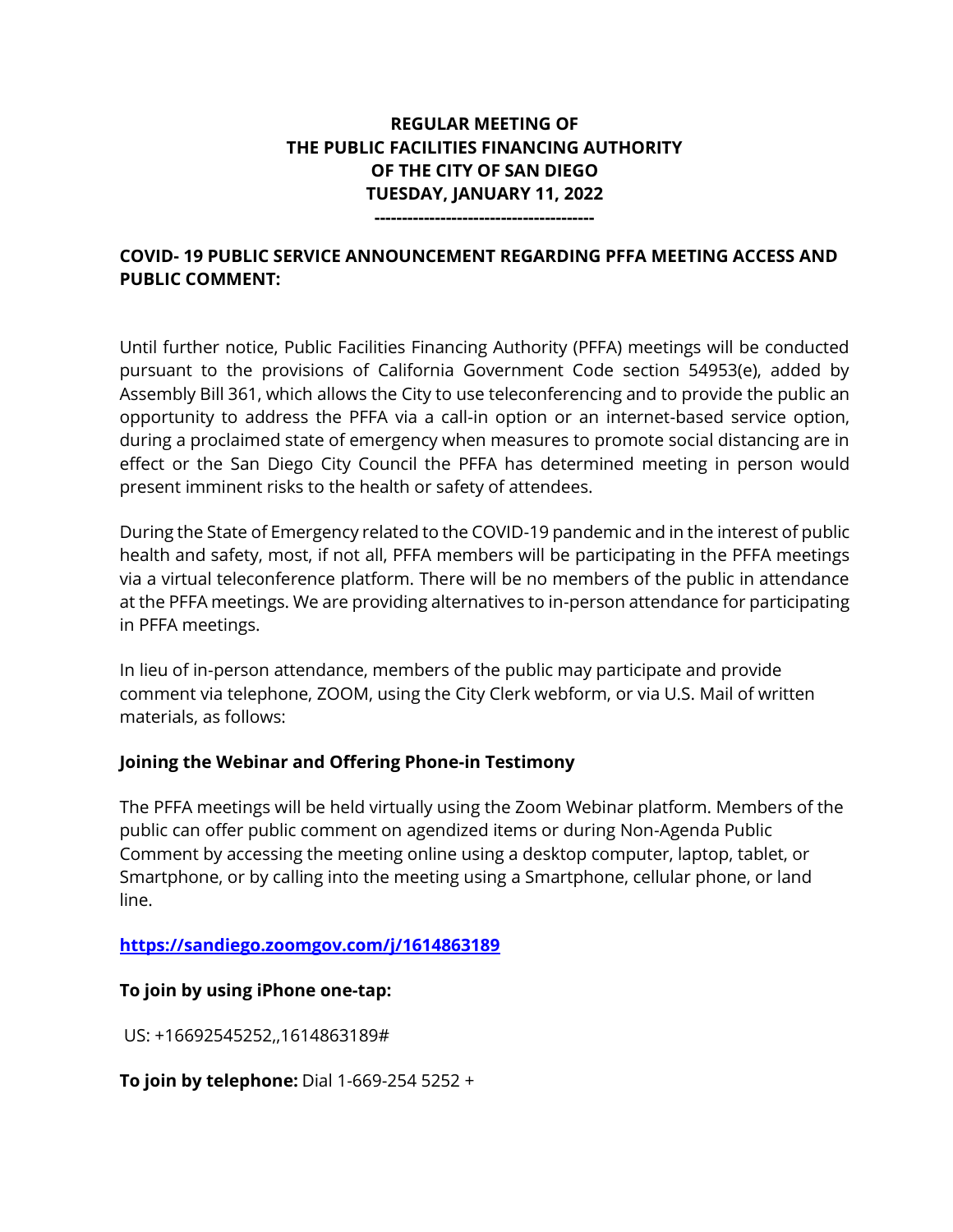# REGULAR MEETING OF THE PUBLIC FACILITIES FINANCING AUTHORITY OF THE CITY OF SAN DIEGO TUESDAY, JANUARY 11, 2022

---

## COVID- 19 PUBLIC SERVICE ANNOUNCEMENT REGARDING PFFA MEETING ACCESS AND PUBLIC COMMENT:

Until further notice, Public Facilities Financing Authority (PFFA) meetings will be conducted pursuant to the provisions of California Government Code section 54953(e), added by Assembly Bill 361, which allows the City to use teleconferencing and to provide the public an opportunity to address the PFFA via a call-in option or an internet-based service option, during a proclaimed state of emergency when measures to promote social distancing are in effect or the San Diego City Council the PFFA has determined meeting in person would present imminent risks to the health or safety of attendees.

During the State of Emergency related to the COVID-19 pandemic and in the interest of public health and safety, most, if not all, PFFA members will be participating in the PFFA meetings via a virtual teleconference platform. There will be no members of the public in attendance at the PFFA meetings. We are providing alternatives to in-person attendance for participating in PFFA meetings.

In lieu of in-person attendance, members of the public may participate and provide comment via telephone, ZOOM, using the City Clerk webform, or via U.S. Mail of written materials, as follows:

### Joining the Webinar and Offering Phone-in Testimony

The PFFA meetings will be held virtually using the Zoom Webinar platform. Members of the public can offer public comment on agendized items or during Non-Agenda Public Comment by accessing the meeting online using a desktop computer, laptop, tablet, or Smartphone, or by calling into the meeting using a Smartphone, cellular phone, or land line.

**https://sandiego.zoomgov.com/j/1614863189**

**To join by using iPhone one-tap:**

US: +16692545252,,1614863189#

**To join by telephone:** Dial 1-669-254 5252 +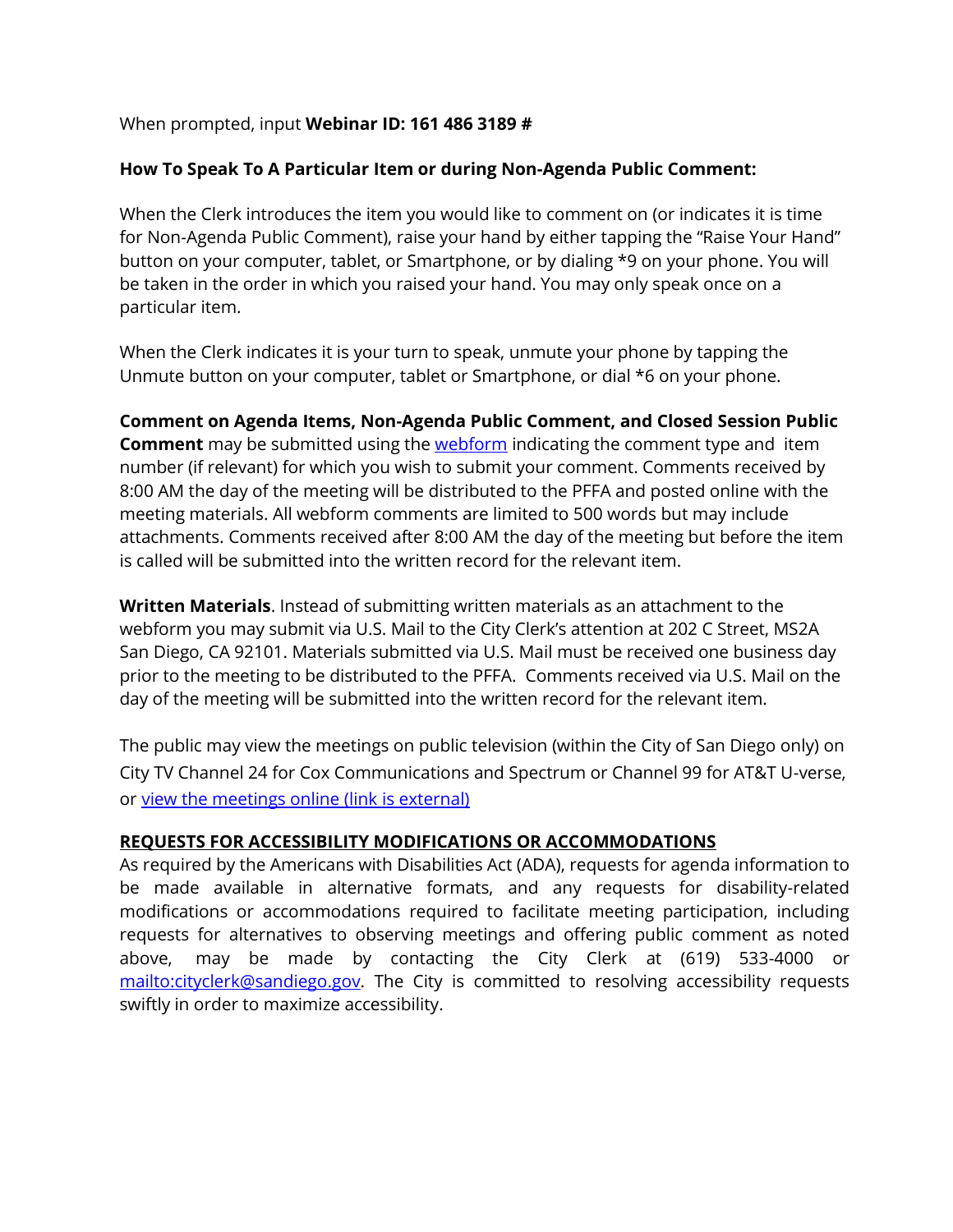When prompted, input **Webinar ID: 161 486 3189 #**

**How To Speak To A Particular Item or during Non-Agenda Public Comment:**

When the Clerk introduces the item you would like to comment on (or indicates it is time for Non-Agenda Public Comment), raise your hand by either tapping the "Raise Your Hand" button on your computer, tablet, or Smartphone, or by dialing *9 on your phone. You will be taken in the order in which you raised your hand. You may only speak once on a particular item.

When the Clerk indicates it is your turn to speak, unmute your phone by tapping the Unmute button on your computer, tablet or Smartphone, or dial *6 on your phone.

**Comment on Agenda Items, Non-Agenda Public Comment, and Closed Session Public Comment** may be submitted using the [webform]() indicating the comment type and item number (if relevant) for which you wish to submit your comment. Comments received by 8:00 AM the day of the meeting will be distributed to the PFFA and posted online with the meeting materials. All webform comments are limited to 500 words but may include attachments. Comments received after 8:00 AM the day of the meeting but before the item is called will be submitted into the written record for the relevant item.

**Written Materials**. Instead of submitting written materials as an attachment to the webform you may submit via U.S. Mail to the City Clerk's attention at 202 C Street, MS2A San Diego, CA 92101. Materials submitted via U.S. Mail must be received one business day prior to the meeting to be distributed to the PFFA. Comments received via U.S. Mail on the day of the meeting will be submitted into the written record for the relevant item.

The public may view the meetings on public television (within the City of San Diego only) on City TV Channel 24 for Cox Communications and Spectrum or Channel 99 for AT&T U-verse, or [view the meetings online (link is external)]()

**REQUESTS FOR ACCESSIBILITY MODIFICATIONS OR ACCOMMODATIONS**

As required by the Americans with Disabilities Act (ADA), requests for agenda information to be made available in alternative formats, and any requests for disability-related modifications or accommodations required to facilitate meeting participation, including requests for alternatives to observing meetings and offering public comment as noted above, may be made by contacting the City Clerk at (619) 533-4000 or [mailto:cityclerk@sandiego.gov](mailto:cityclerk@sandiego.gov). The City is committed to resolving accessibility requests swiftly in order to maximize accessibility.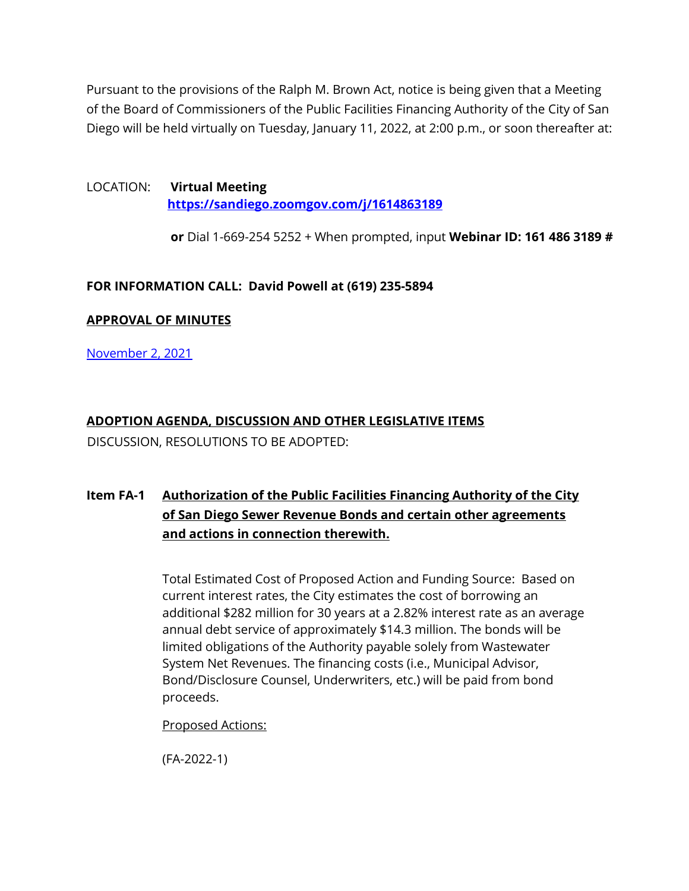Pursuant to the provisions of the Ralph M. Brown Act, notice is being given that a Meeting of the Board of Commissioners of the Public Facilities Financing Authority of the City of San Diego will be held virtually on Tuesday, January 11, 2022, at 2:00 p.m., or soon thereafter at:

LOCATION: **Virtual Meeting**
**https://sandiego.zoomgov.com/j/1614863189**

**or** Dial 1-669-254 5252 + When prompted, input **Webinar ID: 161 486 3189 #**

**FOR INFORMATION CALL: David Powell at (619) 235-5894**

**APPROVAL OF MINUTES**

November 2, 2021

**ADOPTION AGENDA, DISCUSSION AND OTHER LEGISLATIVE ITEMS**

DISCUSSION, RESOLUTIONS TO BE ADOPTED:

**Item FA-1 Authorization of the Public Facilities Financing Authority of the City of San Diego Sewer Revenue Bonds and certain other agreements and actions in connection therewith.**

Total Estimated Cost of Proposed Action and Funding Source: Based on current interest rates, the City estimates the cost of borrowing an additional $282 million for 30 years at a 2.82% interest rate as an average annual debt service of approximately $14.3 million. The bonds will be limited obligations of the Authority payable solely from Wastewater System Net Revenues. The financing costs (i.e., Municipal Advisor, Bond/Disclosure Counsel, Underwriters, etc.) will be paid from bond proceeds.

Proposed Actions:

(FA-2022-1)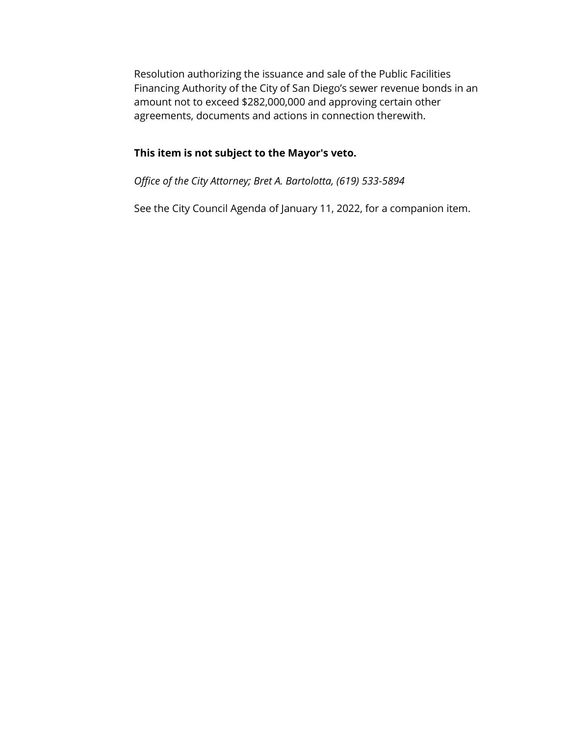Resolution authorizing the issuance and sale of the Public Facilities Financing Authority of the City of San Diego's sewer revenue bonds in an amount not to exceed $282,000,000 and approving certain other agreements, documents and actions in connection therewith.

**This item is not subject to the Mayor's veto.**

*Office of the City Attorney; Bret A. Bartolotta, (619) 533-5894*

See the City Council Agenda of January 11, 2022, for a companion item.